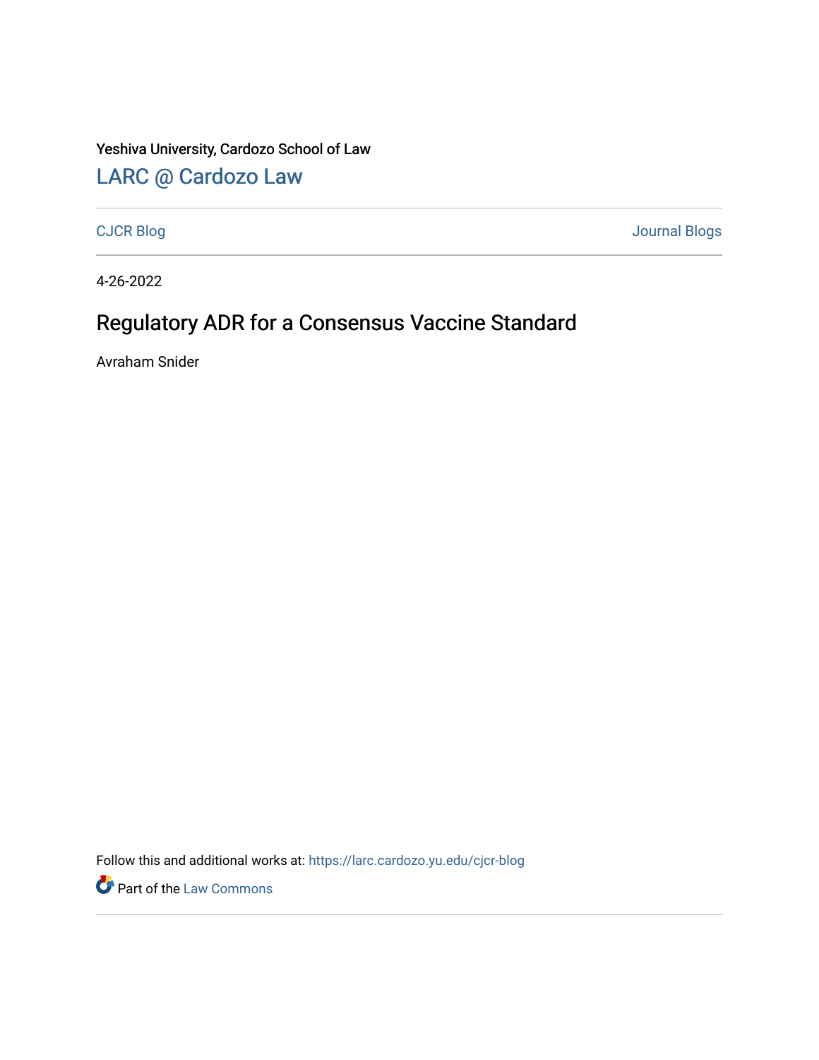Yeshiva University, Cardozo School of Law

## LARC @ Cardozo Law

CJCR Blog | Journal Blogs

4-26-2022

# Regulatory ADR for a Consensus Vaccine Standard

Avraham Snider

Follow this and additional works at: https://larc.cardozo.yu.edu/cjcr-blog

Part of the Law Commons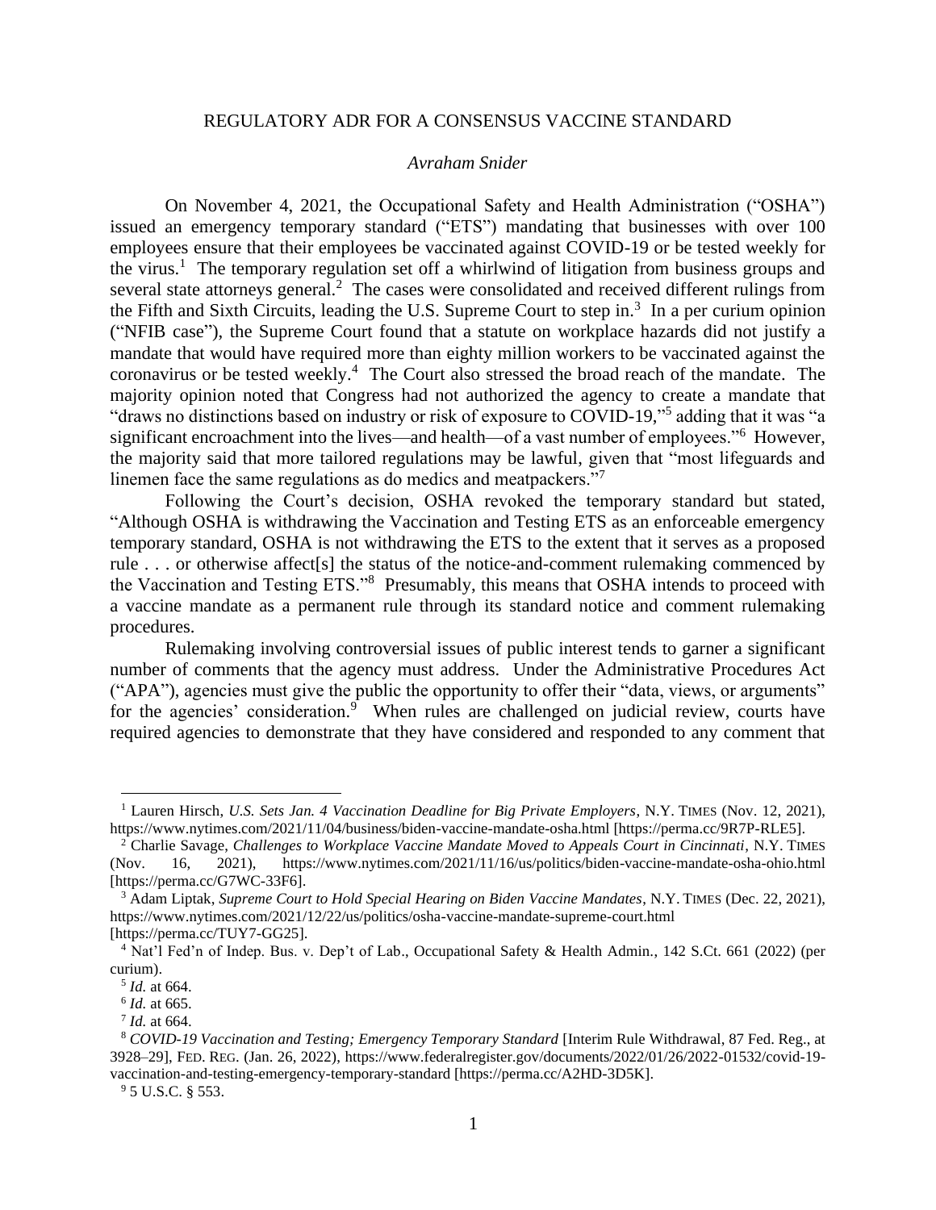REGULATORY ADR FOR A CONSENSUS VACCINE STANDARD

*Avraham Snider*

On November 4, 2021, the Occupational Safety and Health Administration ("OSHA") issued an emergency temporary standard ("ETS") mandating that businesses with over 100 employees ensure that their employees be vaccinated against COVID-19 or be tested weekly for the virus.[1] The temporary regulation set off a whirlwind of litigation from business groups and several state attorneys general.[2] The cases were consolidated and received different rulings from the Fifth and Sixth Circuits, leading the U.S. Supreme Court to step in.[3] In a per curium opinion ("NFIB case"), the Supreme Court found that a statute on workplace hazards did not justify a mandate that would have required more than eighty million workers to be vaccinated against the coronavirus or be tested weekly.[4] The Court also stressed the broad reach of the mandate. The majority opinion noted that Congress had not authorized the agency to create a mandate that "draws no distinctions based on industry or risk of exposure to COVID-19,"[5] adding that it was "a significant encroachment into the lives—and health—of a vast number of employees."[6] However, the majority said that more tailored regulations may be lawful, given that "most lifeguards and linemen face the same regulations as do medics and meatpackers."[7]

Following the Court's decision, OSHA revoked the temporary standard but stated, "Although OSHA is withdrawing the Vaccination and Testing ETS as an enforceable emergency temporary standard, OSHA is not withdrawing the ETS to the extent that it serves as a proposed rule . . . or otherwise affect[s] the status of the notice-and-comment rulemaking commenced by the Vaccination and Testing ETS."[8] Presumably, this means that OSHA intends to proceed with a vaccine mandate as a permanent rule through its standard notice and comment rulemaking procedures.

Rulemaking involving controversial issues of public interest tends to garner a significant number of comments that the agency must address. Under the Administrative Procedures Act ("APA"), agencies must give the public the opportunity to offer their "data, views, or arguments" for the agencies' consideration.[9] When rules are challenged on judicial review, courts have required agencies to demonstrate that they have considered and responded to any comment that

---

[1] Lauren Hirsch, *U.S. Sets Jan. 4 Vaccination Deadline for Big Private Employers*, N.Y. TIMES (Nov. 12, 2021), https://www.nytimes.com/2021/11/04/business/biden-vaccine-mandate-osha.html [https://perma.cc/9R7P-RLE5].

[2] Charlie Savage, *Challenges to Workplace Vaccine Mandate Moved to Appeals Court in Cincinnati*, N.Y. TIMES (Nov. 16, 2021), https://www.nytimes.com/2021/11/16/us/politics/biden-vaccine-mandate-osha-ohio.html [https://perma.cc/G7WC-33F6].

[3] Adam Liptak, *Supreme Court to Hold Special Hearing on Biden Vaccine Mandates*, N.Y. TIMES (Dec. 22, 2021), https://www.nytimes.com/2021/12/22/us/politics/osha-vaccine-mandate-supreme-court.html [https://perma.cc/TUY7-GG25].

[4] Nat'l Fed'n of Indep. Bus. v. Dep't of Lab., Occupational Safety & Health Admin., 142 S.Ct. 661 (2022) (per curium).

[5] *Id.* at 664.

[6] *Id.* at 665.

[7] *Id.* at 664.

[8] *COVID-19 Vaccination and Testing; Emergency Temporary Standard* [Interim Rule Withdrawal, 87 Fed. Reg., at 3928–29], FED. REG. (Jan. 26, 2022), https://www.federalregister.gov/documents/2022/01/26/2022-01532/covid-19-vaccination-and-testing-emergency-temporary-standard [https://perma.cc/A2HD-3D5K].

[9] 5 U.S.C. § 553.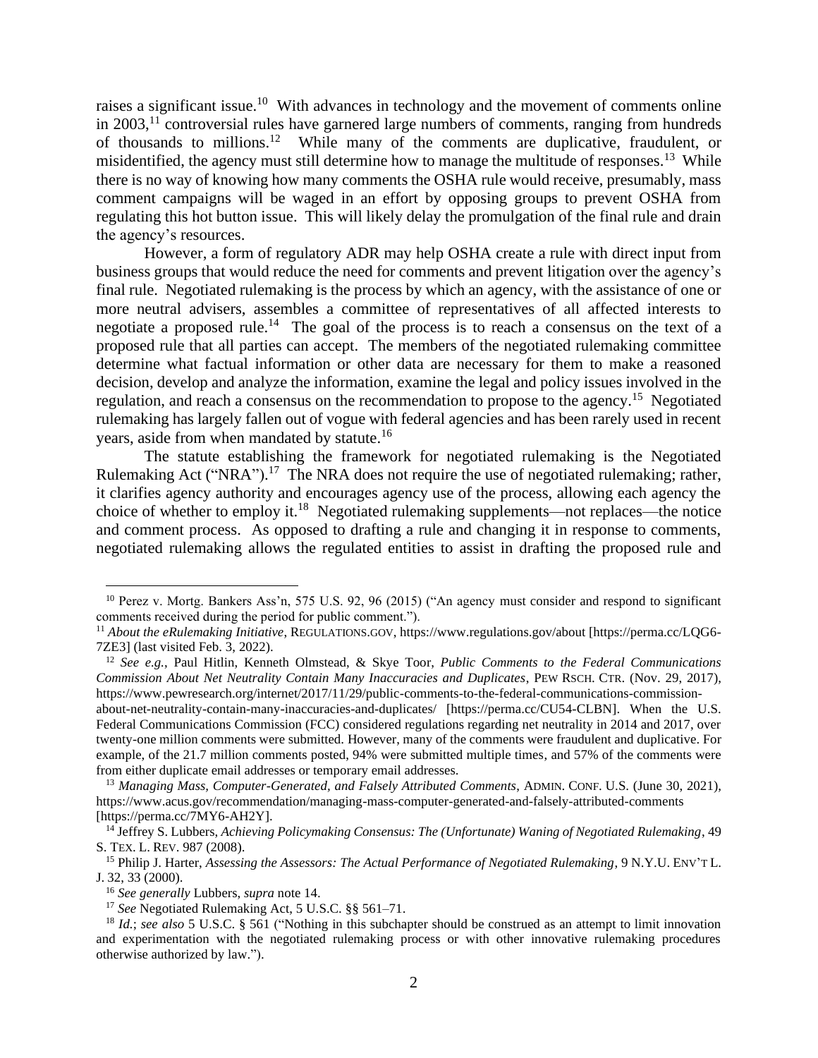raises a significant issue.[10] With advances in technology and the movement of comments online in 2003,[11] controversial rules have garnered large numbers of comments, ranging from hundreds of thousands to millions.[12] While many of the comments are duplicative, fraudulent, or misidentified, the agency must still determine how to manage the multitude of responses.[13] While there is no way of knowing how many comments the OSHA rule would receive, presumably, mass comment campaigns will be waged in an effort by opposing groups to prevent OSHA from regulating this hot button issue. This will likely delay the promulgation of the final rule and drain the agency's resources.

However, a form of regulatory ADR may help OSHA create a rule with direct input from business groups that would reduce the need for comments and prevent litigation over the agency's final rule. Negotiated rulemaking is the process by which an agency, with the assistance of one or more neutral advisers, assembles a committee of representatives of all affected interests to negotiate a proposed rule.[14] The goal of the process is to reach a consensus on the text of a proposed rule that all parties can accept. The members of the negotiated rulemaking committee determine what factual information or other data are necessary for them to make a reasoned decision, develop and analyze the information, examine the legal and policy issues involved in the regulation, and reach a consensus on the recommendation to propose to the agency.[15] Negotiated rulemaking has largely fallen out of vogue with federal agencies and has been rarely used in recent years, aside from when mandated by statute.[16]

The statute establishing the framework for negotiated rulemaking is the Negotiated Rulemaking Act ("NRA").[17] The NRA does not require the use of negotiated rulemaking; rather, it clarifies agency authority and encourages agency use of the process, allowing each agency the choice of whether to employ it.[18] Negotiated rulemaking supplements—not replaces—the notice and comment process. As opposed to drafting a rule and changing it in response to comments, negotiated rulemaking allows the regulated entities to assist in drafting the proposed rule and

---

[10] Perez v. Mortg. Bankers Ass'n, 575 U.S. 92, 96 (2015) ("An agency must consider and respond to significant comments received during the period for public comment.").

[11] *About the eRulemaking Initiative*, REGULATIONS.GOV, https://www.regulations.gov/about [https://perma.cc/LQG6-7ZE3] (last visited Feb. 3, 2022).

[12] *See e.g.*, Paul Hitlin, Kenneth Olmstead, & Skye Toor, *Public Comments to the Federal Communications Commission About Net Neutrality Contain Many Inaccuracies and Duplicates*, PEW RSCH. CTR. (Nov. 29, 2017), https://www.pewresearch.org/internet/2017/11/29/public-comments-to-the-federal-communications-commission-about-net-neutrality-contain-many-inaccuracies-and-duplicates/ [https://perma.cc/CU54-CLBN]. When the U.S. Federal Communications Commission (FCC) considered regulations regarding net neutrality in 2014 and 2017, over twenty-one million comments were submitted. However, many of the comments were fraudulent and duplicative. For example, of the 21.7 million comments posted, 94% were submitted multiple times, and 57% of the comments were from either duplicate email addresses or temporary email addresses.

[13] *Managing Mass, Computer-Generated, and Falsely Attributed Comments*, ADMIN. CONF. U.S. (June 30, 2021), https://www.acus.gov/recommendation/managing-mass-computer-generated-and-falsely-attributed-comments [https://perma.cc/7MY6-AH2Y].

[14] Jeffrey S. Lubbers, *Achieving Policymaking Consensus: The (Unfortunate) Waning of Negotiated Rulemaking*, 49 S. TEX. L. REV. 987 (2008).

[15] Philip J. Harter, *Assessing the Assessors: The Actual Performance of Negotiated Rulemaking*, 9 N.Y.U. ENV'T L. J. 32, 33 (2000).

[16] *See generally* Lubbers, *supra* note 14.

[17] *See* Negotiated Rulemaking Act, 5 U.S.C. §§ 561–71.

[18] *Id.*; *see also* 5 U.S.C. § 561 ("Nothing in this subchapter should be construed as an attempt to limit innovation and experimentation with the negotiated rulemaking process or with other innovative rulemaking procedures otherwise authorized by law.").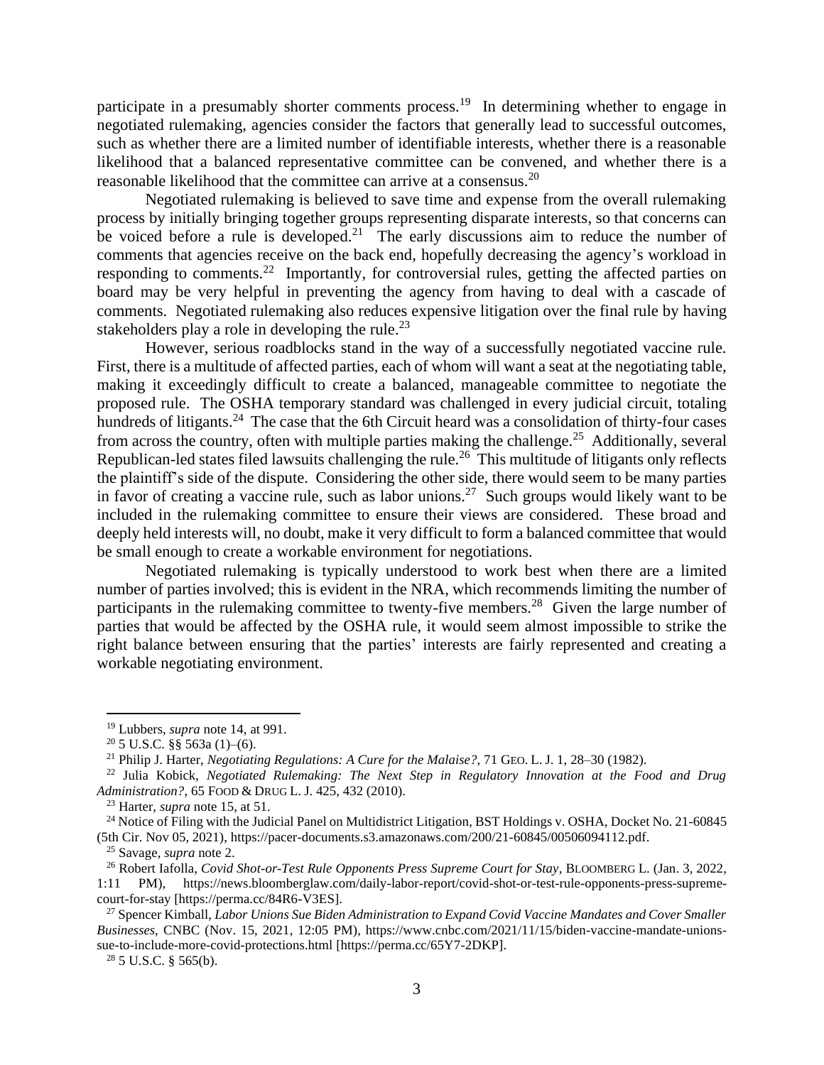participate in a presumably shorter comments process.[19] In determining whether to engage in negotiated rulemaking, agencies consider the factors that generally lead to successful outcomes, such as whether there are a limited number of identifiable interests, whether there is a reasonable likelihood that a balanced representative committee can be convened, and whether there is a reasonable likelihood that the committee can arrive at a consensus.[20]

Negotiated rulemaking is believed to save time and expense from the overall rulemaking process by initially bringing together groups representing disparate interests, so that concerns can be voiced before a rule is developed.[21] The early discussions aim to reduce the number of comments that agencies receive on the back end, hopefully decreasing the agency's workload in responding to comments.[22] Importantly, for controversial rules, getting the affected parties on board may be very helpful in preventing the agency from having to deal with a cascade of comments. Negotiated rulemaking also reduces expensive litigation over the final rule by having stakeholders play a role in developing the rule.[23]

However, serious roadblocks stand in the way of a successfully negotiated vaccine rule. First, there is a multitude of affected parties, each of whom will want a seat at the negotiating table, making it exceedingly difficult to create a balanced, manageable committee to negotiate the proposed rule. The OSHA temporary standard was challenged in every judicial circuit, totaling hundreds of litigants.[24] The case that the 6th Circuit heard was a consolidation of thirty-four cases from across the country, often with multiple parties making the challenge.[25] Additionally, several Republican-led states filed lawsuits challenging the rule.[26] This multitude of litigants only reflects the plaintiff's side of the dispute. Considering the other side, there would seem to be many parties in favor of creating a vaccine rule, such as labor unions.[27] Such groups would likely want to be included in the rulemaking committee to ensure their views are considered. These broad and deeply held interests will, no doubt, make it very difficult to form a balanced committee that would be small enough to create a workable environment for negotiations.

Negotiated rulemaking is typically understood to work best when there are a limited number of parties involved; this is evident in the NRA, which recommends limiting the number of participants in the rulemaking committee to twenty-five members.[28] Given the large number of parties that would be affected by the OSHA rule, it would seem almost impossible to strike the right balance between ensuring that the parties' interests are fairly represented and creating a workable negotiating environment.

---

[19] Lubbers, *supra* note 14, at 991.

[20] 5 U.S.C. §§ 563a (1)–(6).

[21] Philip J. Harter, *Negotiating Regulations: A Cure for the Malaise?*, 71 GEO. L. J. 1, 28–30 (1982).

[22] Julia Kobick, *Negotiated Rulemaking: The Next Step in Regulatory Innovation at the Food and Drug Administration?*, 65 FOOD & DRUG L. J. 425, 432 (2010).

[23] Harter, *supra* note 15, at 51.

[24] Notice of Filing with the Judicial Panel on Multidistrict Litigation, BST Holdings v. OSHA, Docket No. 21-60845 (5th Cir. Nov 05, 2021), https://pacer-documents.s3.amazonaws.com/200/21-60845/00506094112.pdf.

[25] Savage, *supra* note 2.

[26] Robert Iafolla, *Covid Shot-or-Test Rule Opponents Press Supreme Court for Stay*, BLOOMBERG L. (Jan. 3, 2022, 1:11 PM), https://news.bloomberglaw.com/daily-labor-report/covid-shot-or-test-rule-opponents-press-supreme-court-for-stay [https://perma.cc/84R6-V3ES].

[27] Spencer Kimball, *Labor Unions Sue Biden Administration to Expand Covid Vaccine Mandates and Cover Smaller Businesses*, CNBC (Nov. 15, 2021, 12:05 PM), https://www.cnbc.com/2021/11/15/biden-vaccine-mandate-unions-sue-to-include-more-covid-protections.html [https://perma.cc/65Y7-2DKP].

[28] 5 U.S.C. § 565(b).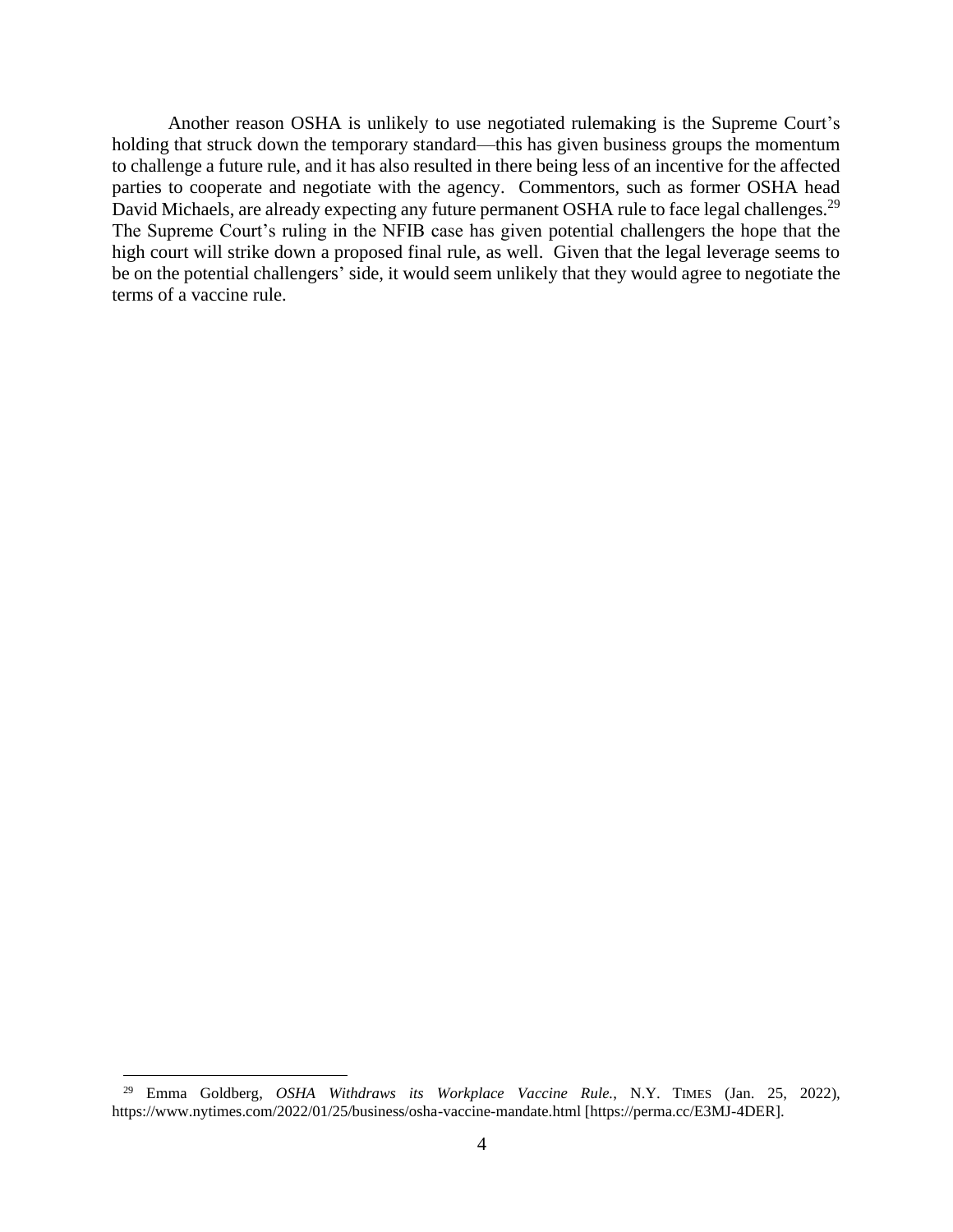Another reason OSHA is unlikely to use negotiated rulemaking is the Supreme Court's holding that struck down the temporary standard—this has given business groups the momentum to challenge a future rule, and it has also resulted in there being less of an incentive for the affected parties to cooperate and negotiate with the agency. Commentors, such as former OSHA head David Michaels, are already expecting any future permanent OSHA rule to face legal challenges.[29] The Supreme Court's ruling in the NFIB case has given potential challengers the hope that the high court will strike down a proposed final rule, as well. Given that the legal leverage seems to be on the potential challengers' side, it would seem unlikely that they would agree to negotiate the terms of a vaccine rule.

---

[29] Emma Goldberg, *OSHA Withdraws its Workplace Vaccine Rule.*, N.Y. TIMES (Jan. 25, 2022), https://www.nytimes.com/2022/01/25/business/osha-vaccine-mandate.html [https://perma.cc/E3MJ-4DER].